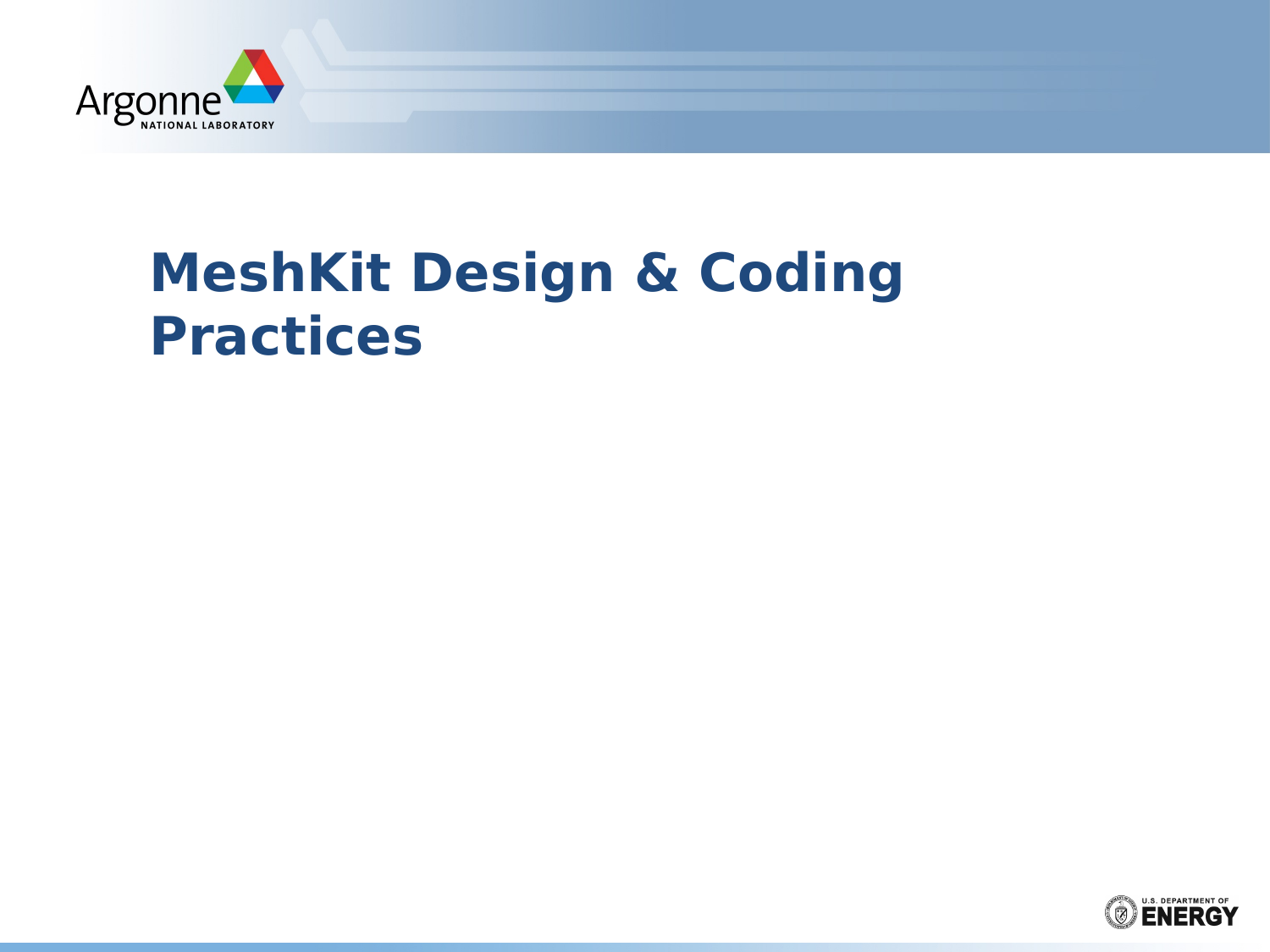# MeshKit Design & Coding Practices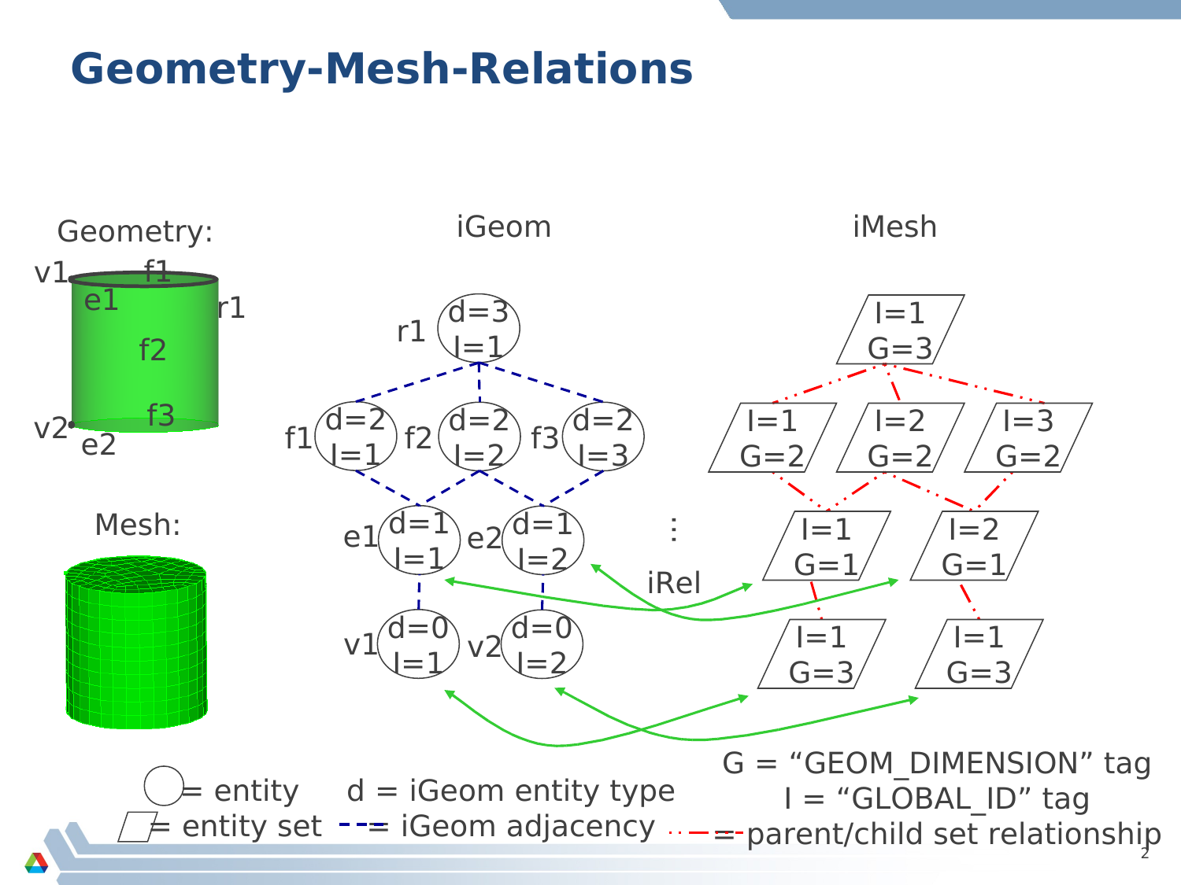# Geometry-Mesh-Relations

Geometry:

v1 f1 e1 r1 f2 v2 f3 e2

Mesh:

iGeom

r1 d=3 I=1

f1 d=2 I=1 f2 d=2 I=2 f3 d=2 I=3

e1 d=1 I=1 e2 d=1 I=2

v1 d=0 I=1 v2 d=0 I=2

iRel

iMesh

I=1 G=3

I=1 G=2 I=2 G=2 I=3 G=2

I=1 G=1 I=2 G=1

I=1 G=3 I=1 G=3

= entity d = iGeom entity type

= entity set = iGeom adjacency

G = "GEOM_DIMENSION" tag

I = "GLOBAL_ID" tag

= parent/child set relationship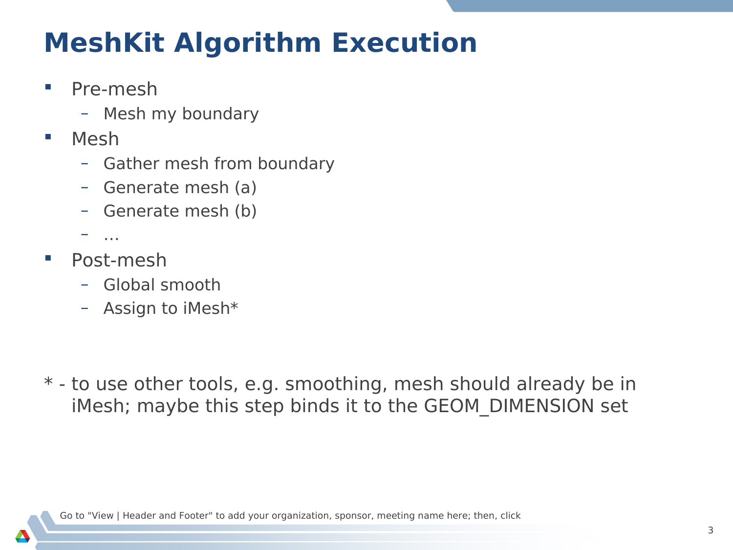# MeshKit Algorithm Execution

- Pre-mesh
  - Mesh my boundary
- Mesh
  - Gather mesh from boundary
  - Generate mesh (a)
  - Generate mesh (b)
  - …
- Post-mesh
  - Global smooth
  - Assign to iMesh*

* - to use other tools, e.g. smoothing, mesh should already be in iMesh; maybe this step binds it to the GEOM_DIMENSION set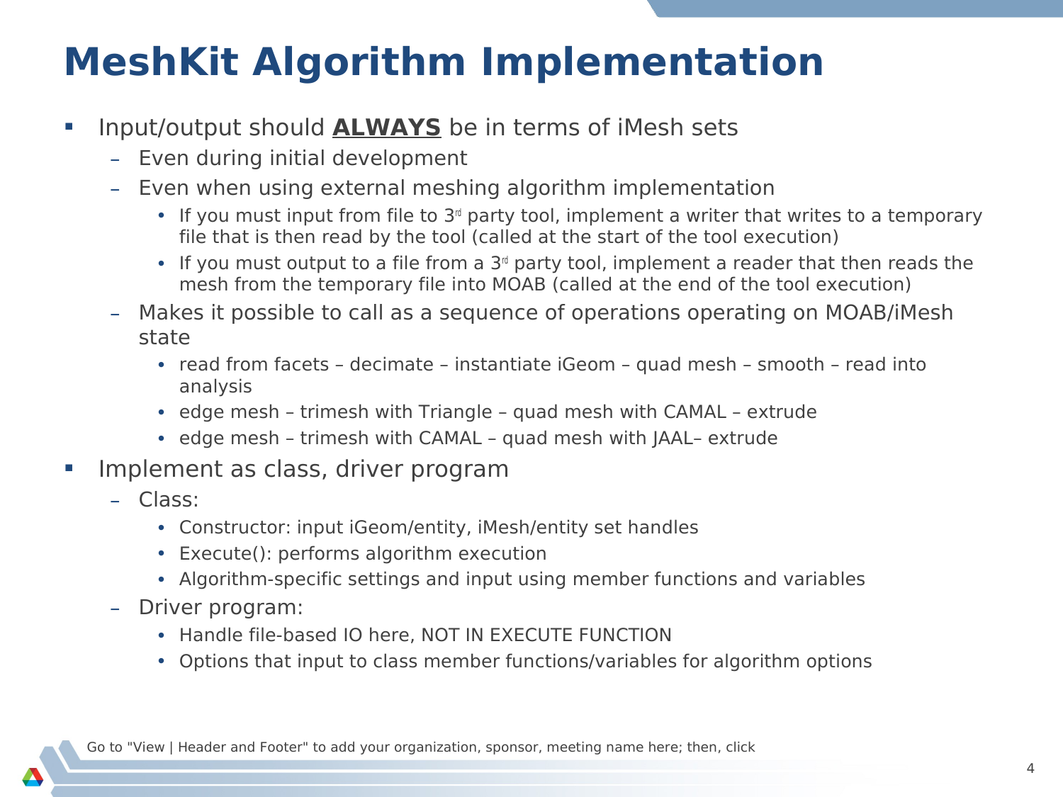# MeshKit Algorithm Implementation

- Input/output should **ALWAYS** be in terms of iMesh sets
  - Even during initial development
  - Even when using external meshing algorithm implementation
    - If you must input from file to 3rd party tool, implement a writer that writes to a temporary file that is then read by the tool (called at the start of the tool execution)
    - If you must output to a file from a 3rd party tool, implement a reader that then reads the mesh from the temporary file into MOAB (called at the end of the tool execution)
  - Makes it possible to call as a sequence of operations operating on MOAB/iMesh state
    - read from facets – decimate – instantiate iGeom – quad mesh – smooth – read into analysis
    - edge mesh – trimesh with Triangle – quad mesh with CAMAL – extrude
    - edge mesh – trimesh with CAMAL – quad mesh with JAAL– extrude
- Implement as class, driver program
  - Class:
    - Constructor: input iGeom/entity, iMesh/entity set handles
    - Execute(): performs algorithm execution
    - Algorithm-specific settings and input using member functions and variables
  - Driver program:
    - Handle file-based IO here, NOT IN EXECUTE FUNCTION
    - Options that input to class member functions/variables for algorithm options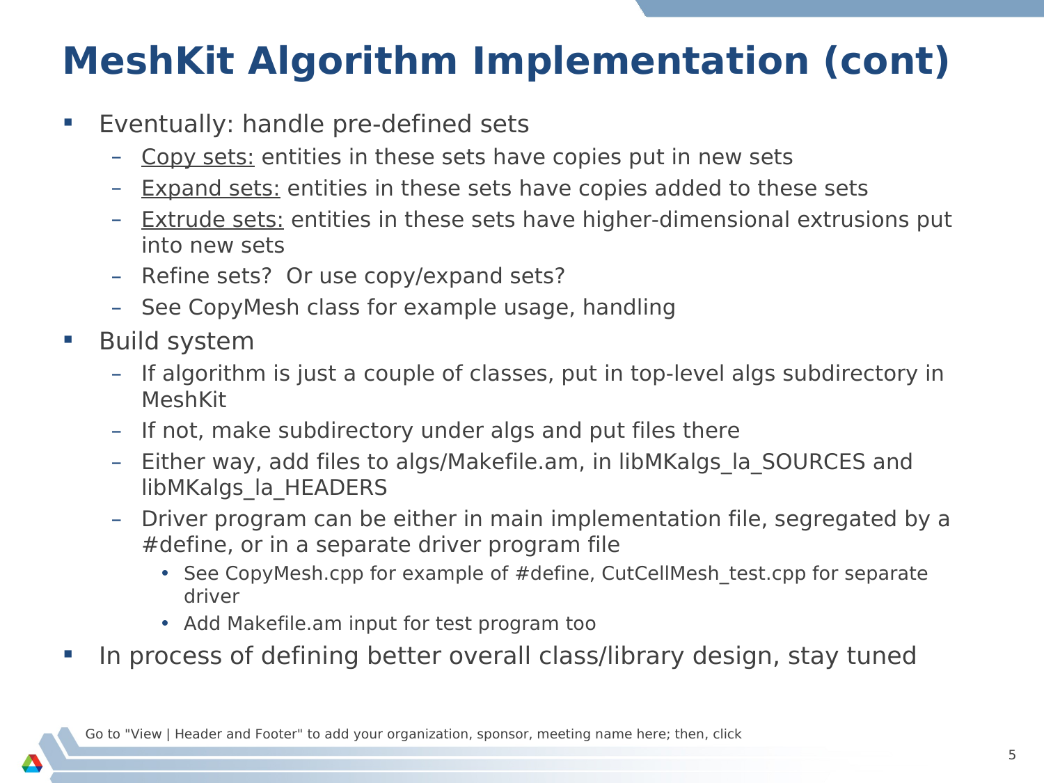# MeshKit Algorithm Implementation (cont)

- Eventually: handle pre-defined sets
  - Copy sets: entities in these sets have copies put in new sets
  - Expand sets: entities in these sets have copies added to these sets
  - Extrude sets: entities in these sets have higher-dimensional extrusions put into new sets
  - Refine sets? Or use copy/expand sets?
  - See CopyMesh class for example usage, handling
- Build system
  - If algorithm is just a couple of classes, put in top-level algs subdirectory in MeshKit
  - If not, make subdirectory under algs and put files there
  - Either way, add files to algs/Makefile.am, in libMKalgs_la_SOURCES and libMKalgs_la_HEADERS
  - Driver program can be either in main implementation file, segregated by a #define, or in a separate driver program file
    - See CopyMesh.cpp for example of #define, CutCellMesh_test.cpp for separate driver
    - Add Makefile.am input for test program too
- In process of defining better overall class/library design, stay tuned